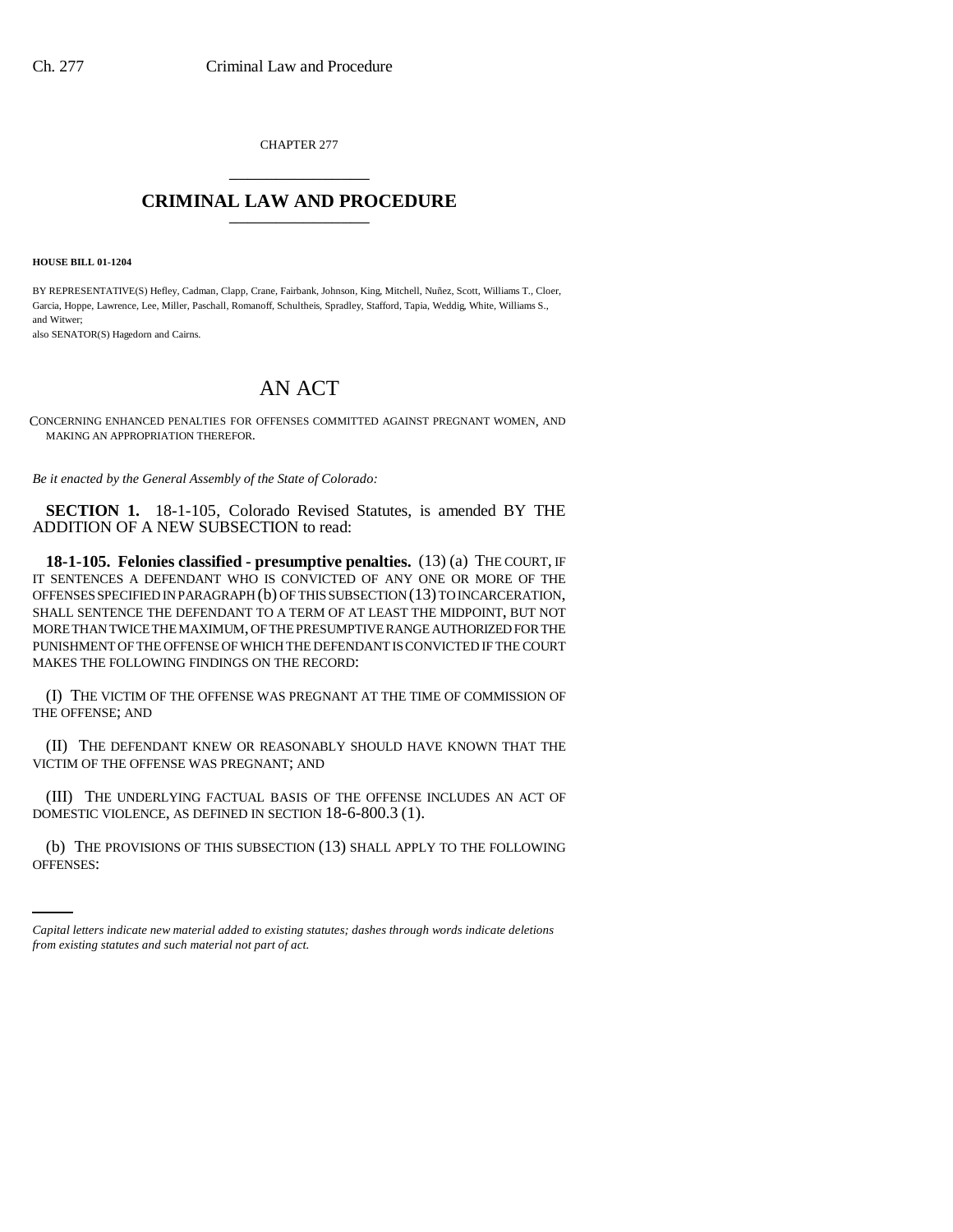CHAPTER 277

# CRIMINAL LAW AND PROCEDURE

**HOUSE BILL 01-1204**

BY REPRESENTATIVE(S) Hefley, Cadman, Clapp, Crane, Fairbank, Johnson, King, Mitchell, Nuñez, Scott, Williams T., Cloer, Garcia, Hoppe, Lawrence, Lee, Miller, Paschall, Romanoff, Schultheis, Spradley, Stafford, Tapia, Weddig, White, Williams S., and Witwer;
also SENATOR(S) Hagedorn and Cairns.

# AN ACT

CONCERNING ENHANCED PENALTIES FOR OFFENSES COMMITTED AGAINST PREGNANT WOMEN, AND MAKING AN APPROPRIATION THEREFOR.

*Be it enacted by the General Assembly of the State of Colorado:*

**SECTION 1.** 18-1-105, Colorado Revised Statutes, is amended BY THE ADDITION OF A NEW SUBSECTION to read:

**18-1-105. Felonies classified - presumptive penalties.** (13) (a) THE COURT, IF IT SENTENCES A DEFENDANT WHO IS CONVICTED OF ANY ONE OR MORE OF THE OFFENSES SPECIFIED IN PARAGRAPH (b) OF THIS SUBSECTION (13) TO INCARCERATION, SHALL SENTENCE THE DEFENDANT TO A TERM OF AT LEAST THE MIDPOINT, BUT NOT MORE THAN TWICE THE MAXIMUM, OF THE PRESUMPTIVE RANGE AUTHORIZED FOR THE PUNISHMENT OF THE OFFENSE OF WHICH THE DEFENDANT IS CONVICTED IF THE COURT MAKES THE FOLLOWING FINDINGS ON THE RECORD:

(I) THE VICTIM OF THE OFFENSE WAS PREGNANT AT THE TIME OF COMMISSION OF THE OFFENSE; AND

(II) THE DEFENDANT KNEW OR REASONABLY SHOULD HAVE KNOWN THAT THE VICTIM OF THE OFFENSE WAS PREGNANT; AND

(III) THE UNDERLYING FACTUAL BASIS OF THE OFFENSE INCLUDES AN ACT OF DOMESTIC VIOLENCE, AS DEFINED IN SECTION 18-6-800.3 (1).

(b) THE PROVISIONS OF THIS SUBSECTION (13) SHALL APPLY TO THE FOLLOWING OFFENSES:

*Capital letters indicate new material added to existing statutes; dashes through words indicate deletions from existing statutes and such material not part of act.*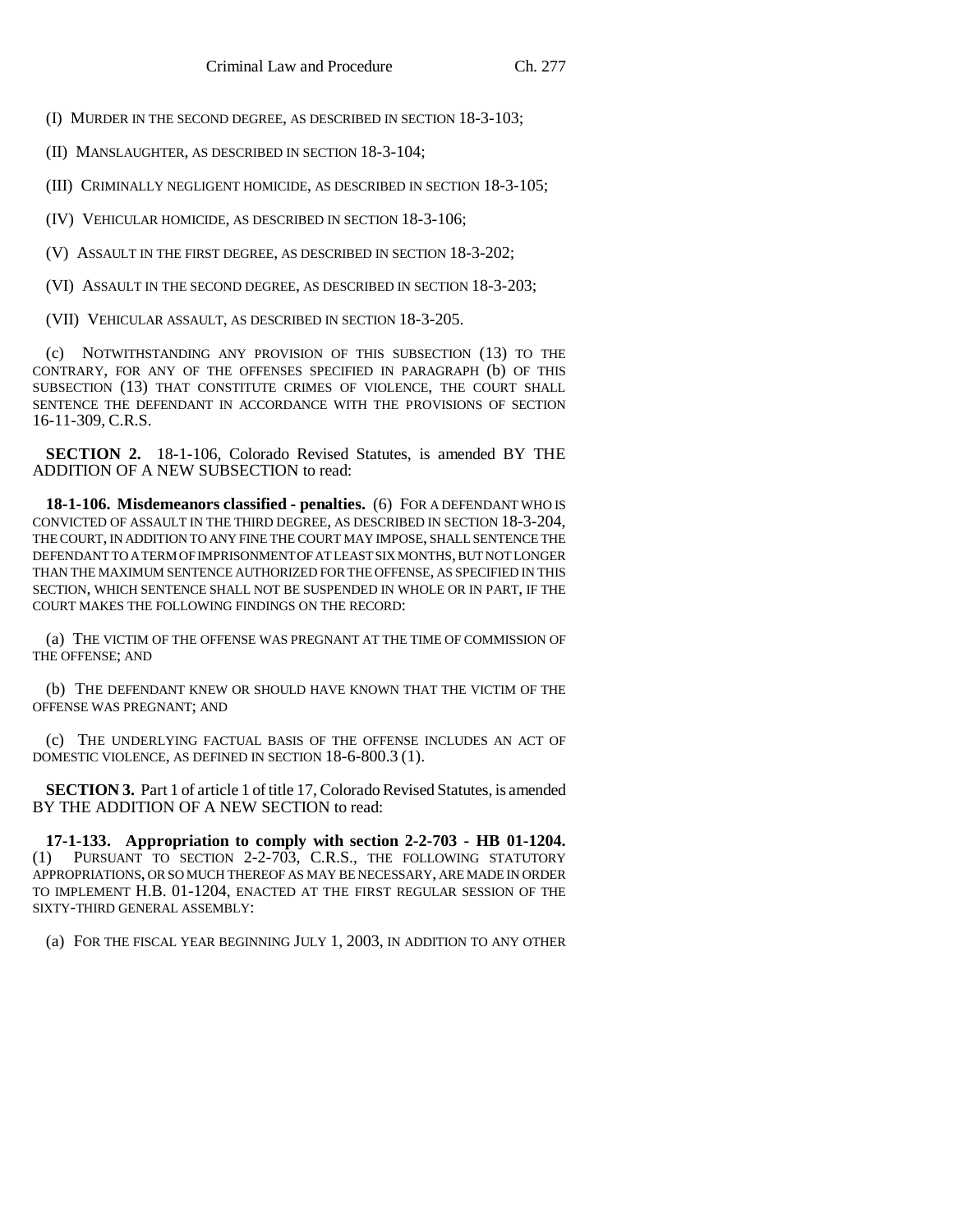(I) MURDER IN THE SECOND DEGREE, AS DESCRIBED IN SECTION 18-3-103;

(II) MANSLAUGHTER, AS DESCRIBED IN SECTION 18-3-104;

(III) CRIMINALLY NEGLIGENT HOMICIDE, AS DESCRIBED IN SECTION 18-3-105;

(IV) VEHICULAR HOMICIDE, AS DESCRIBED IN SECTION 18-3-106;

(V) ASSAULT IN THE FIRST DEGREE, AS DESCRIBED IN SECTION 18-3-202;

(VI) ASSAULT IN THE SECOND DEGREE, AS DESCRIBED IN SECTION 18-3-203;

(VII) VEHICULAR ASSAULT, AS DESCRIBED IN SECTION 18-3-205.

(c) NOTWITHSTANDING ANY PROVISION OF THIS SUBSECTION (13) TO THE CONTRARY, FOR ANY OF THE OFFENSES SPECIFIED IN PARAGRAPH (b) OF THIS SUBSECTION (13) THAT CONSTITUTE CRIMES OF VIOLENCE, THE COURT SHALL SENTENCE THE DEFENDANT IN ACCORDANCE WITH THE PROVISIONS OF SECTION 16-11-309, C.R.S.

**SECTION 2.** 18-1-106, Colorado Revised Statutes, is amended BY THE ADDITION OF A NEW SUBSECTION to read:

**18-1-106. Misdemeanors classified - penalties.** (6) FOR A DEFENDANT WHO IS CONVICTED OF ASSAULT IN THE THIRD DEGREE, AS DESCRIBED IN SECTION 18-3-204, THE COURT, IN ADDITION TO ANY FINE THE COURT MAY IMPOSE, SHALL SENTENCE THE DEFENDANT TO A TERM OF IMPRISONMENT OF AT LEAST SIX MONTHS, BUT NOT LONGER THAN THE MAXIMUM SENTENCE AUTHORIZED FOR THE OFFENSE, AS SPECIFIED IN THIS SECTION, WHICH SENTENCE SHALL NOT BE SUSPENDED IN WHOLE OR IN PART, IF THE COURT MAKES THE FOLLOWING FINDINGS ON THE RECORD:

(a) THE VICTIM OF THE OFFENSE WAS PREGNANT AT THE TIME OF COMMISSION OF THE OFFENSE; AND

(b) THE DEFENDANT KNEW OR SHOULD HAVE KNOWN THAT THE VICTIM OF THE OFFENSE WAS PREGNANT; AND

(c) THE UNDERLYING FACTUAL BASIS OF THE OFFENSE INCLUDES AN ACT OF DOMESTIC VIOLENCE, AS DEFINED IN SECTION 18-6-800.3 (1).

**SECTION 3.** Part 1 of article 1 of title 17, Colorado Revised Statutes, is amended BY THE ADDITION OF A NEW SECTION to read:

**17-1-133. Appropriation to comply with section 2-2-703 - HB 01-1204.** (1) PURSUANT TO SECTION 2-2-703, C.R.S., THE FOLLOWING STATUTORY APPROPRIATIONS, OR SO MUCH THEREOF AS MAY BE NECESSARY, ARE MADE IN ORDER TO IMPLEMENT H.B. 01-1204, ENACTED AT THE FIRST REGULAR SESSION OF THE SIXTY-THIRD GENERAL ASSEMBLY:

(a) FOR THE FISCAL YEAR BEGINNING JULY 1, 2003, IN ADDITION TO ANY OTHER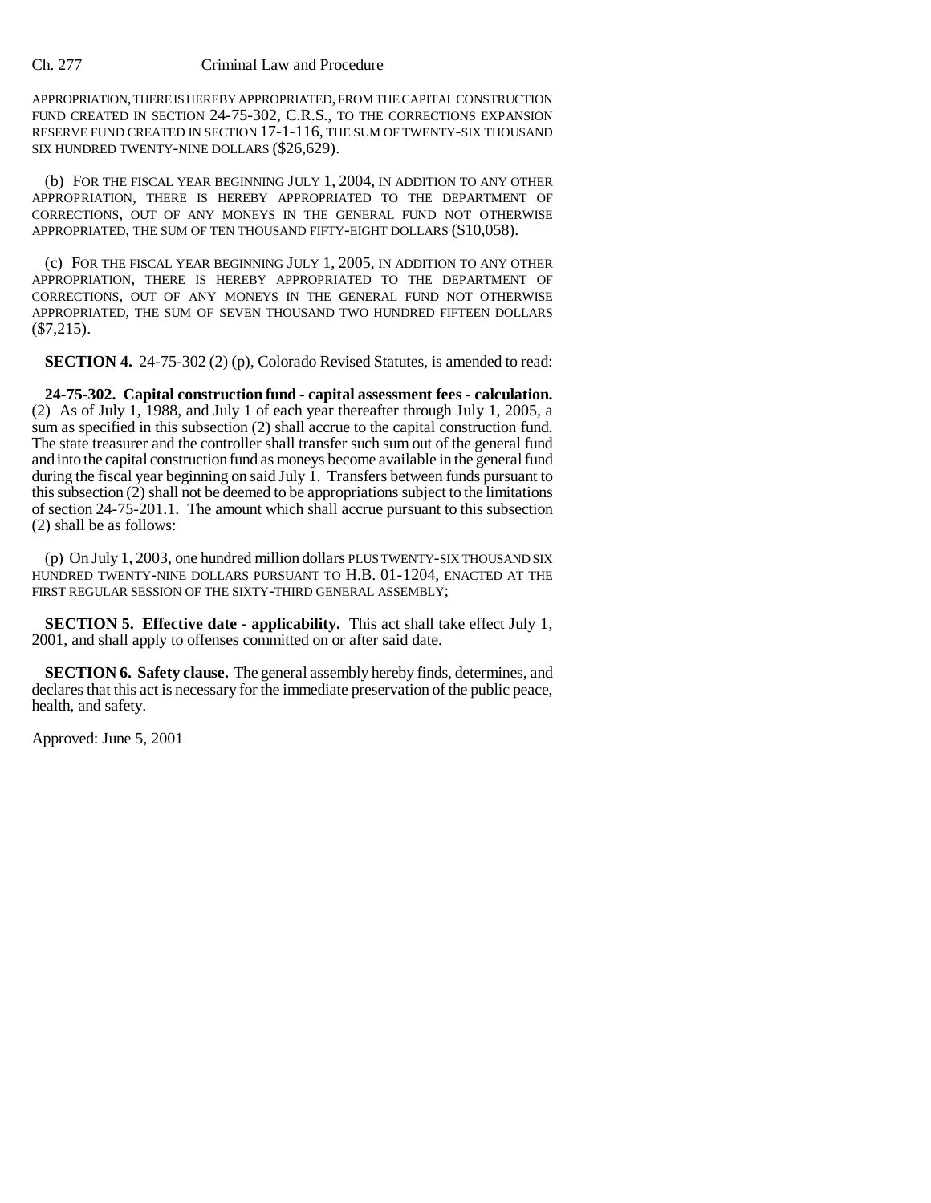APPROPRIATION, THERE IS HEREBY APPROPRIATED, FROM THE CAPITAL CONSTRUCTION FUND CREATED IN SECTION 24-75-302, C.R.S., TO THE CORRECTIONS EXPANSION RESERVE FUND CREATED IN SECTION 17-1-116, THE SUM OF TWENTY-SIX THOUSAND SIX HUNDRED TWENTY-NINE DOLLARS ($26,629).

(b) FOR THE FISCAL YEAR BEGINNING JULY 1, 2004, IN ADDITION TO ANY OTHER APPROPRIATION, THERE IS HEREBY APPROPRIATED TO THE DEPARTMENT OF CORRECTIONS, OUT OF ANY MONEYS IN THE GENERAL FUND NOT OTHERWISE APPROPRIATED, THE SUM OF TEN THOUSAND FIFTY-EIGHT DOLLARS ($10,058).

(c) FOR THE FISCAL YEAR BEGINNING JULY 1, 2005, IN ADDITION TO ANY OTHER APPROPRIATION, THERE IS HEREBY APPROPRIATED TO THE DEPARTMENT OF CORRECTIONS, OUT OF ANY MONEYS IN THE GENERAL FUND NOT OTHERWISE APPROPRIATED, THE SUM OF SEVEN THOUSAND TWO HUNDRED FIFTEEN DOLLARS ($7,215).

**SECTION 4.** 24-75-302 (2) (p), Colorado Revised Statutes, is amended to read:

**24-75-302. Capital construction fund - capital assessment fees - calculation.** (2) As of July 1, 1988, and July 1 of each year thereafter through July 1, 2005, a sum as specified in this subsection (2) shall accrue to the capital construction fund. The state treasurer and the controller shall transfer such sum out of the general fund and into the capital construction fund as moneys become available in the general fund during the fiscal year beginning on said July 1. Transfers between funds pursuant to this subsection (2) shall not be deemed to be appropriations subject to the limitations of section 24-75-201.1. The amount which shall accrue pursuant to this subsection (2) shall be as follows:

(p) On July 1, 2003, one hundred million dollars PLUS TWENTY-SIX THOUSAND SIX HUNDRED TWENTY-NINE DOLLARS PURSUANT TO H.B. 01-1204, ENACTED AT THE FIRST REGULAR SESSION OF THE SIXTY-THIRD GENERAL ASSEMBLY;

**SECTION 5. Effective date - applicability.** This act shall take effect July 1, 2001, and shall apply to offenses committed on or after said date.

**SECTION 6. Safety clause.** The general assembly hereby finds, determines, and declares that this act is necessary for the immediate preservation of the public peace, health, and safety.

Approved: June 5, 2001